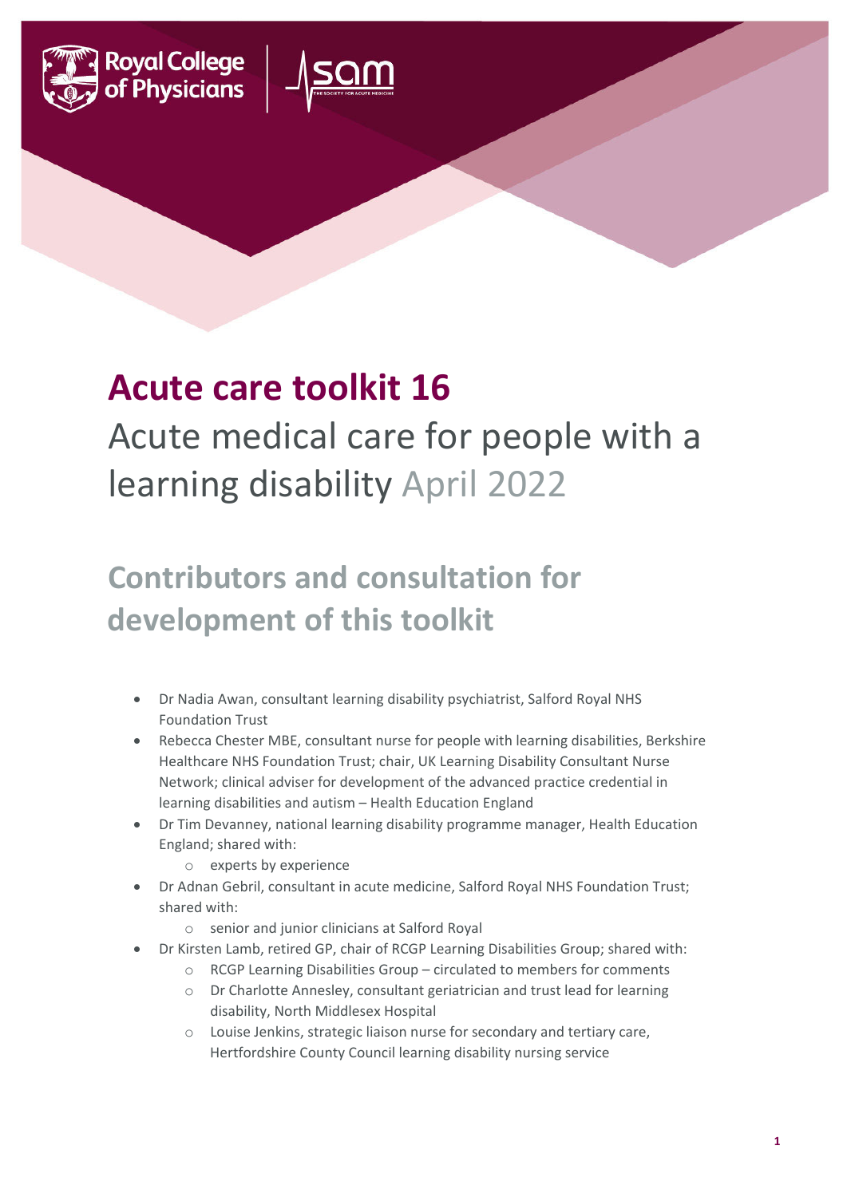# Acute care toolkit 16

Acute medical care for people with a learning disability April 2022

## Contributors and consultation for development of this toolkit

- Dr Nadia Awan, consultant learning disability psychiatrist, Salford Royal NHS Foundation Trust
- Rebecca Chester MBE, consultant nurse for people with learning disabilities, Berkshire Healthcare NHS Foundation Trust; chair, UK Learning Disability Consultant Nurse Network; clinical adviser for development of the advanced practice credential in learning disabilities and autism – Health Education England
- Dr Tim Devanney, national learning disability programme manager, Health Education England; shared with:
    - experts by experience
- Dr Adnan Gebril, consultant in acute medicine, Salford Royal NHS Foundation Trust; shared with:
    - senior and junior clinicians at Salford Royal
- Dr Kirsten Lamb, retired GP, chair of RCGP Learning Disabilities Group; shared with:
    - RCGP Learning Disabilities Group – circulated to members for comments
    - Dr Charlotte Annesley, consultant geriatrician and trust lead for learning disability, North Middlesex Hospital
    - Louise Jenkins, strategic liaison nurse for secondary and tertiary care, Hertfordshire County Council learning disability nursing service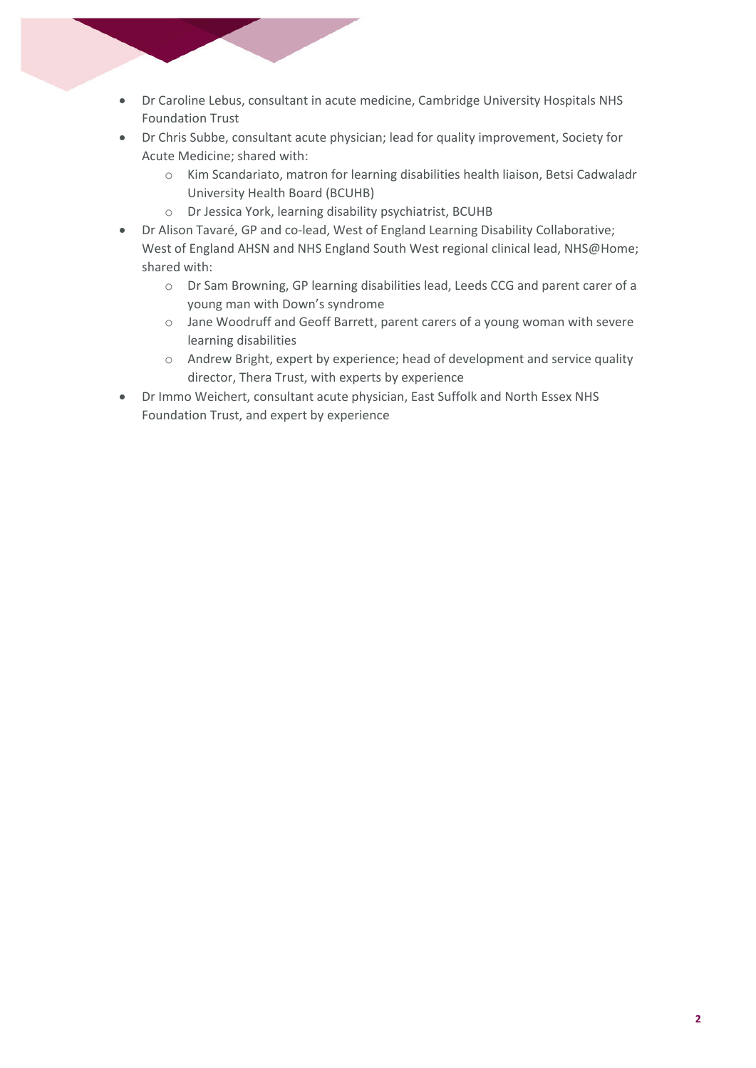- Dr Caroline Lebus, consultant in acute medicine, Cambridge University Hospitals NHS Foundation Trust
- Dr Chris Subbe, consultant acute physician; lead for quality improvement, Society for Acute Medicine; shared with:
    - Kim Scandariato, matron for learning disabilities health liaison, Betsi Cadwaladr University Health Board (BCUHB)
    - Dr Jessica York, learning disability psychiatrist, BCUHB
- Dr Alison Tavaré, GP and co-lead, West of England Learning Disability Collaborative; West of England AHSN and NHS England South West regional clinical lead, NHS@Home; shared with:
    - Dr Sam Browning, GP learning disabilities lead, Leeds CCG and parent carer of a young man with Down's syndrome
    - Jane Woodruff and Geoff Barrett, parent carers of a young woman with severe learning disabilities
    - Andrew Bright, expert by experience; head of development and service quality director, Thera Trust, with experts by experience
- Dr Immo Weichert, consultant acute physician, East Suffolk and North Essex NHS Foundation Trust, and expert by experience